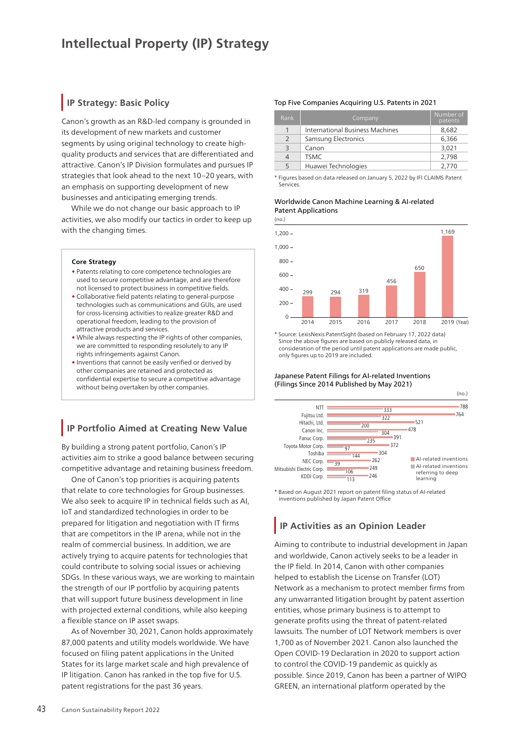# Intellectual Property (IP) Strategy

## IP Strategy: Basic Policy

Canon's growth as an R&D-led company is grounded in its development of new markets and customer segments by using original technology to create high-quality products and services that are differentiated and attractive. Canon's IP Division formulates and pursues IP strategies that look ahead to the next 10–20 years, with an emphasis on supporting development of new businesses and anticipating emerging trends.

While we do not change our basic approach to IP activities, we also modify our tactics in order to keep up with the changing times.

**Core Strategy**

- Patents relating to core competence technologies are used to secure competitive advantage, and are therefore not licensed to protect business in competitive fields.
- Collaborative field patents relating to general-purpose technologies such as communications and GUIs, are used for cross-licensing activities to realize greater R&D and operational freedom, leading to the provision of attractive products and services.
- While always respecting the IP rights of other companies, we are committed to responding resolutely to any IP rights infringements against Canon.
- Inventions that cannot be easily verified or derived by other companies are retained and protected as confidential expertise to secure a competitive advantage without being overtaken by other companies.

## IP Portfolio Aimed at Creating New Value

By building a strong patent portfolio, Canon's IP activities aim to strike a good balance between securing competitive advantage and retaining business freedom.

One of Canon's top priorities is acquiring patents that relate to core technologies for Group businesses. We also seek to acquire IP in technical fields such as AI, IoT and standardized technologies in order to be prepared for litigation and negotiation with IT firms that are competitors in the IP arena, while not in the realm of commercial business. In addition, we are actively trying to acquire patents for technologies that could contribute to solving social issues or achieving SDGs. In these various ways, we are working to maintain the strength of our IP portfolio by acquiring patents that will support future business development in line with projected external conditions, while also keeping a flexible stance on IP asset swaps.

As of November 30, 2021, Canon holds approximately 87,000 patents and utility models worldwide. We have focused on filing patent applications in the United States for its large market scale and high prevalence of IP litigation. Canon has ranked in the top five for U.S. patent registrations for the past 36 years.

**Top Five Companies Acquiring U.S. Patents in 2021**

| Rank | Company | Number of patents |
|---|---|---|
| 1 | International Business Machines | 8,682 |
| 2 | Samsung Electronics | 6,366 |
| 3 | Canon | 3,021 |
| 4 | TSMC | 2,798 |
| 5 | Huawei Technologies | 2,770 |

* Figures based on data released on January 5, 2022 by IFI CLAIMS Patent Services.

**Worldwide Canon Machine Learning & AI-related Patent Applications**

(no.)

| Year | 2014 | 2015 | 2016 | 2017 | 2018 | 2019 |
|---|---|---|---|---|---|---|
| Applications | 299 | 294 | 319 | 456 | 650 | 1,169 |

* Source: LexisNexis PatentSight (based on February 17, 2022 data)
Since the above figures are based on publicly released data, in consideration of the period until patent applications are made public, only figures up to 2019 are included.

**Japanese Patent Filings for AI-related Inventions (Filings Since 2014 Published by May 2021)**

(no.)

| Company | AI-related inventions | AI-related inventions referring to deep learning |
|---|---|---|
| NTT | 788 | 333 |
| Fujitsu Ltd. | 764 | 322 |
| Hitachi, Ltd. | 521 | 200 |
| Canon Inc. | 478 | 304 |
| Fanuc Corp. | 391 | 235 |
| Toyota Motor Corp. | 372 | 97 |
| Toshiba | 304 | 144 |
| NEC Corp. | 262 | 39 |
| Mitsubishi Electric Corp. | 249 | 106 |
| KDDI Corp. | 246 | 113 |

* Based on August 2021 report on patent filing status of AI-related inventions published by Japan Patent Office

## IP Activities as an Opinion Leader

Aiming to contribute to industrial development in Japan and worldwide, Canon actively seeks to be a leader in the IP field. In 2014, Canon with other companies helped to establish the License on Transfer (LOT) Network as a mechanism to protect member firms from any unwarranted litigation brought by patent assertion entities, whose primary business is to attempt to generate profits using the threat of patent-related lawsuits. The number of LOT Network members is over 1,700 as of November 2021. Canon also launched the Open COVID-19 Declaration in 2020 to support action to control the COVID-19 pandemic as quickly as possible. Since 2019, Canon has been a partner of WIPO GREEN, an international platform operated by the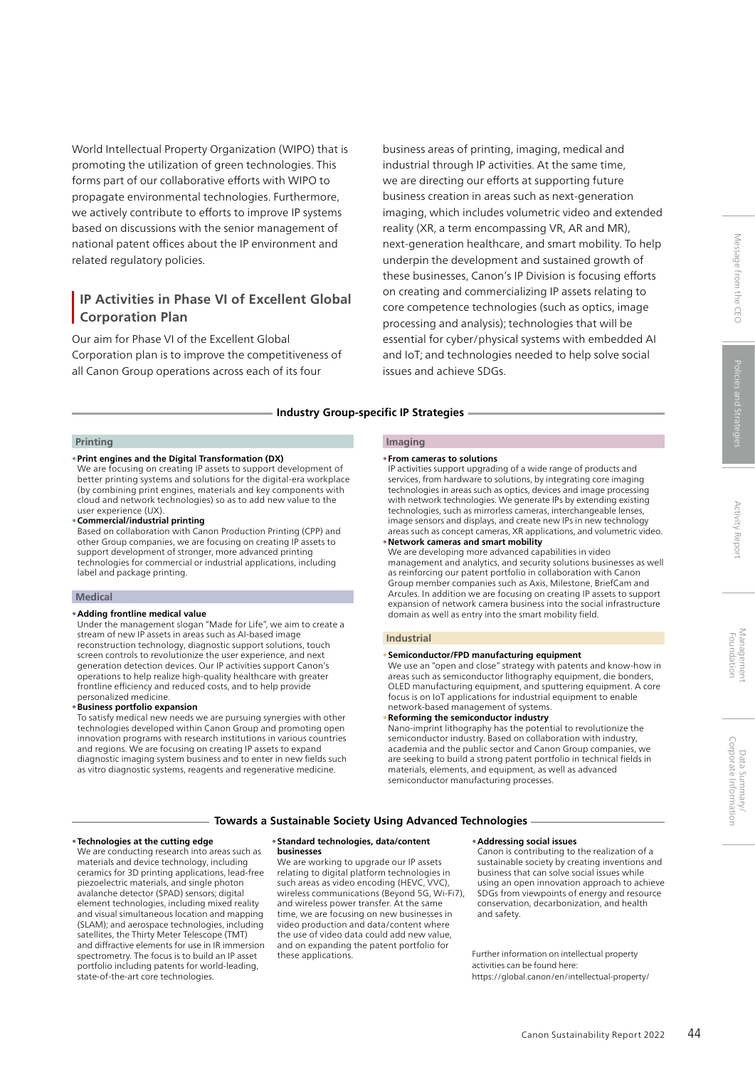World Intellectual Property Organization (WIPO) that is promoting the utilization of green technologies. This forms part of our collaborative efforts with WIPO to propagate environmental technologies. Furthermore, we actively contribute to efforts to improve IP systems based on discussions with the senior management of national patent offices about the IP environment and related regulatory policies.

## IP Activities in Phase VI of Excellent Global Corporation Plan

Our aim for Phase VI of the Excellent Global Corporation plan is to improve the competitiveness of all Canon Group operations across each of its four business areas of printing, imaging, medical and industrial through IP activities. At the same time, we are directing our efforts at supporting future business creation in areas such as next-generation imaging, which includes volumetric video and extended reality (XR, a term encompassing VR, AR and MR), next-generation healthcare, and smart mobility. To help underpin the development and sustained growth of these businesses, Canon's IP Division is focusing efforts on creating and commercializing IP assets relating to core competence technologies (such as optics, image processing and analysis); technologies that will be essential for cyber/physical systems with embedded AI and IoT; and technologies needed to help solve social issues and achieve SDGs.

### Industry Group-specific IP Strategies

#### Printing

- **Print engines and the Digital Transformation (DX)**
  We are focusing on creating IP assets to support development of better printing systems and solutions for the digital-era workplace (by combining print engines, materials and key components with cloud and network technologies) so as to add new value to the user experience (UX).
- **Commercial/industrial printing**
  Based on collaboration with Canon Production Printing (CPP) and other Group companies, we are focusing on creating IP assets to support development of stronger, more advanced printing technologies for commercial or industrial applications, including label and package printing.

#### Medical

- **Adding frontline medical value**
  Under the management slogan "Made for Life", we aim to create a stream of new IP assets in areas such as AI-based image reconstruction technology, diagnostic support solutions, touch screen controls to revolutionize the user experience, and next generation detection devices. Our IP activities support Canon's operations to help realize high-quality healthcare with greater frontline efficiency and reduced costs, and to help provide personalized medicine.
- **Business portfolio expansion**
  To satisfy medical new needs we are pursuing synergies with other technologies developed within Canon Group and promoting open innovation programs with research institutions in various countries and regions. We are focusing on creating IP assets to expand diagnostic imaging system business and to enter in new fields such as vitro diagnostic systems, reagents and regenerative medicine.

#### Imaging

- **From cameras to solutions**
  IP activities support upgrading of a wide range of products and services, from hardware to solutions, by integrating core imaging technologies in areas such as optics, devices and image processing with network technologies. We generate IPs by extending existing technologies, such as mirrorless cameras, interchangeable lenses, image sensors and displays, and create new IPs in new technology areas such as concept cameras, XR applications, and volumetric video.
- **Network cameras and smart mobility**
  We are developing more advanced capabilities in video management and analytics, and security solutions businesses as well as reinforcing our patent portfolio in collaboration with Canon Group member companies such as Axis, Milestone, BriefCam and Arcules. In addition we are focusing on creating IP assets to support expansion of network camera business into the social infrastructure domain as well as entry into the smart mobility field.

#### Industrial

- **Semiconductor/FPD manufacturing equipment**
  We use an "open and close" strategy with patents and know-how in areas such as semiconductor lithography equipment, die bonders, OLED manufacturing equipment, and sputtering equipment. A core focus is on IoT applications for industrial equipment to enable network-based management of systems.
- **Reforming the semiconductor industry**
  Nano-imprint lithography has the potential to revolutionize the semiconductor industry. Based on collaboration with industry, academia and the public sector and Canon Group companies, we are seeking to build a strong patent portfolio in technical fields in materials, elements, and equipment, as well as advanced semiconductor manufacturing processes.

### Towards a Sustainable Society Using Advanced Technologies

- **Technologies at the cutting edge**
  We are conducting research into areas such as materials and device technology, including ceramics for 3D printing applications, lead-free piezoelectric materials, and single photon avalanche detector (SPAD) sensors; digital element technologies, including mixed reality and visual simultaneous location and mapping (SLAM); and aerospace technologies, including satellites, the Thirty Meter Telescope (TMT) and diffractive elements for use in IR immersion spectrometry. The focus is to build an IP asset portfolio including patents for world-leading, state-of-the-art core technologies.
- **Standard technologies, data/content businesses**
  We are working to upgrade our IP assets relating to digital platform technologies in such areas as video encoding (HEVC, VVC), wireless communications (Beyond 5G, Wi-Fi7), and wireless power transfer. At the same time, we are focusing on new businesses in video production and data/content where the use of video data could add new value, and on expanding the patent portfolio for these applications.
- **Addressing social issues**
  Canon is contributing to the realization of a sustainable society by creating inventions and business that can solve social issues while using an open innovation approach to achieve SDGs from viewpoints of energy and resource conservation, decarbonization, and health and safety.

Further information on intellectual property activities can be found here:
https://global.canon/en/intellectual-property/